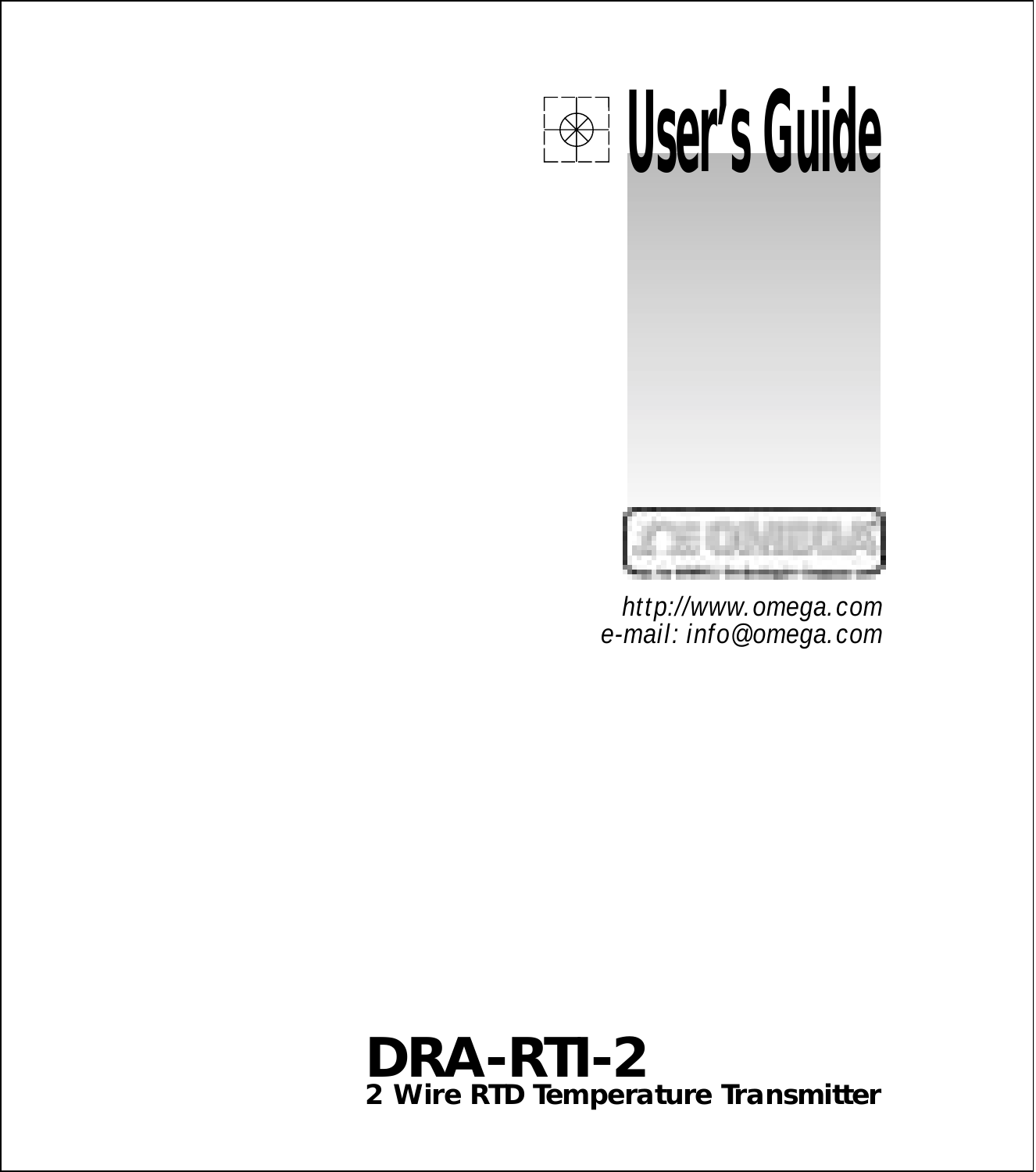# User's Guide

http://www.omega.com
e-mail: info@omega.com

# DRA-RTI-2

**2 Wire RTD Temperature Transmitter**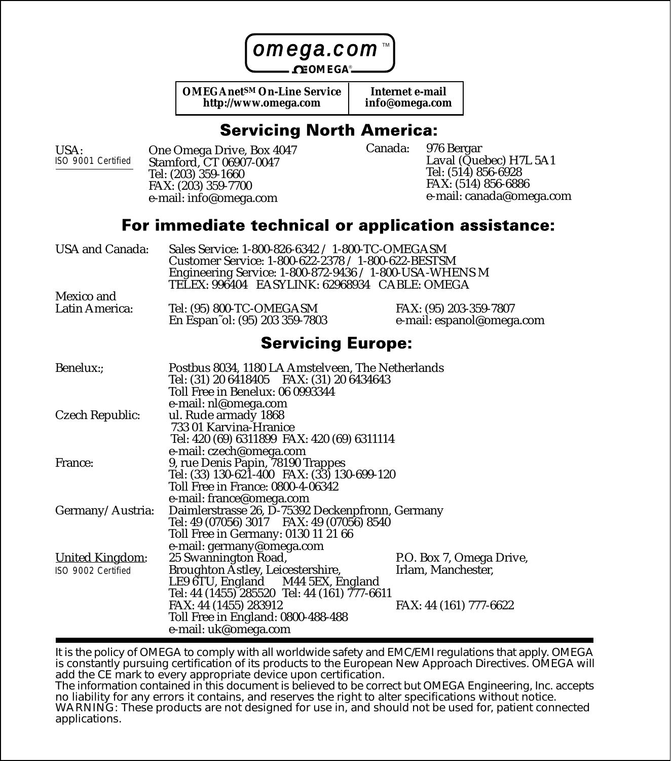omega.com™

OMEGA®

| OMEGAnet℠ On-Line Service http://www.omega.com | Internet e-mail info@omega.com |
|---|---|

## Servicing North America:

USA:
ISO 9001 Certified

One Omega Drive, Box 4047
Stamford, CT 06907-0047
Tel: (203) 359-1660
FAX: (203) 359-7700
e-mail: info@omega.com

Canada:

976 Bergar
Laval (Quebec) H7L 5A1
Tel: (514) 856-6928
FAX: (514) 856-6886
e-mail: canada@omega.com

## For immediate technical or application assistance:

USA and Canada:

Sales Service: 1-800-826-6342 / 1-800-TC-OMEGA℠
Customer Service: 1-800-622-2378 / 1-800-622-BEST℠
Engineering Service: 1-800-872-9436 / 1-800-USA-WHEN℠
TELEX: 996404 EASYLINK: 62968934 CABLE: OMEGA

Mexico and Latin America:

Tel: (95) 800-TC-OMEGA℠ FAX: (95) 203-359-7807
En Español: (95) 203 359-7803 e-mail: espanol@omega.com

## Servicing Europe:

Benelux:

Postbus 8034, 1180 LA Amstelveen, The Netherlands
Tel: (31) 20 6418405 FAX: (31) 20 6434643
Toll Free in Benelux: 06 0993344
e-mail: nl@omega.com

Czech Republic:

ul. Rude armady 1868
733 01 Karvina-Hranice
Tel: 420 (69) 6311899 FAX: 420 (69) 6311114
e-mail: czech@omega.com

France:

9, rue Denis Papin, 78190 Trappes
Tel: (33) 130-621-400 FAX: (33) 130-699-120
Toll Free in France: 0800-4-06342
e-mail: france@omega.com

Germany/Austria:

Daimlerstrasse 26, D-75392 Deckenpfronn, Germany
Tel: 49 (07056) 3017 FAX: 49 (07056) 8540
Toll Free in Germany: 0130 11 21 66
e-mail: germany@omega.com

United Kingdom:
ISO 9002 Certified

25 Swannington Road,
Broughton Astley, Leicestershire,
LE9 6TU, England
Tel: 44 (1455) 285520
FAX: 44 (1455) 283912
Toll Free in England: 0800-488-488
e-mail: uk@omega.com

P.O. Box 7, Omega Drive,
Irlam, Manchester,
M44 5EX, England
Tel: 44 (161) 777-6611
FAX: 44 (161) 777-6622

---

It is the policy of OMEGA to comply with all worldwide safety and EMC/EMI regulations that apply. OMEGA is constantly pursuing certification of its products to the European New Approach Directives. OMEGA will add the CE mark to every appropriate device upon certification.
The information contained in this document is believed to be correct but OMEGA Engineering, Inc. accepts no liability for any errors it contains, and reserves the right to alter specifications without notice.
WARNING: These products are not designed for use in, and should not be used for, patient connected applications.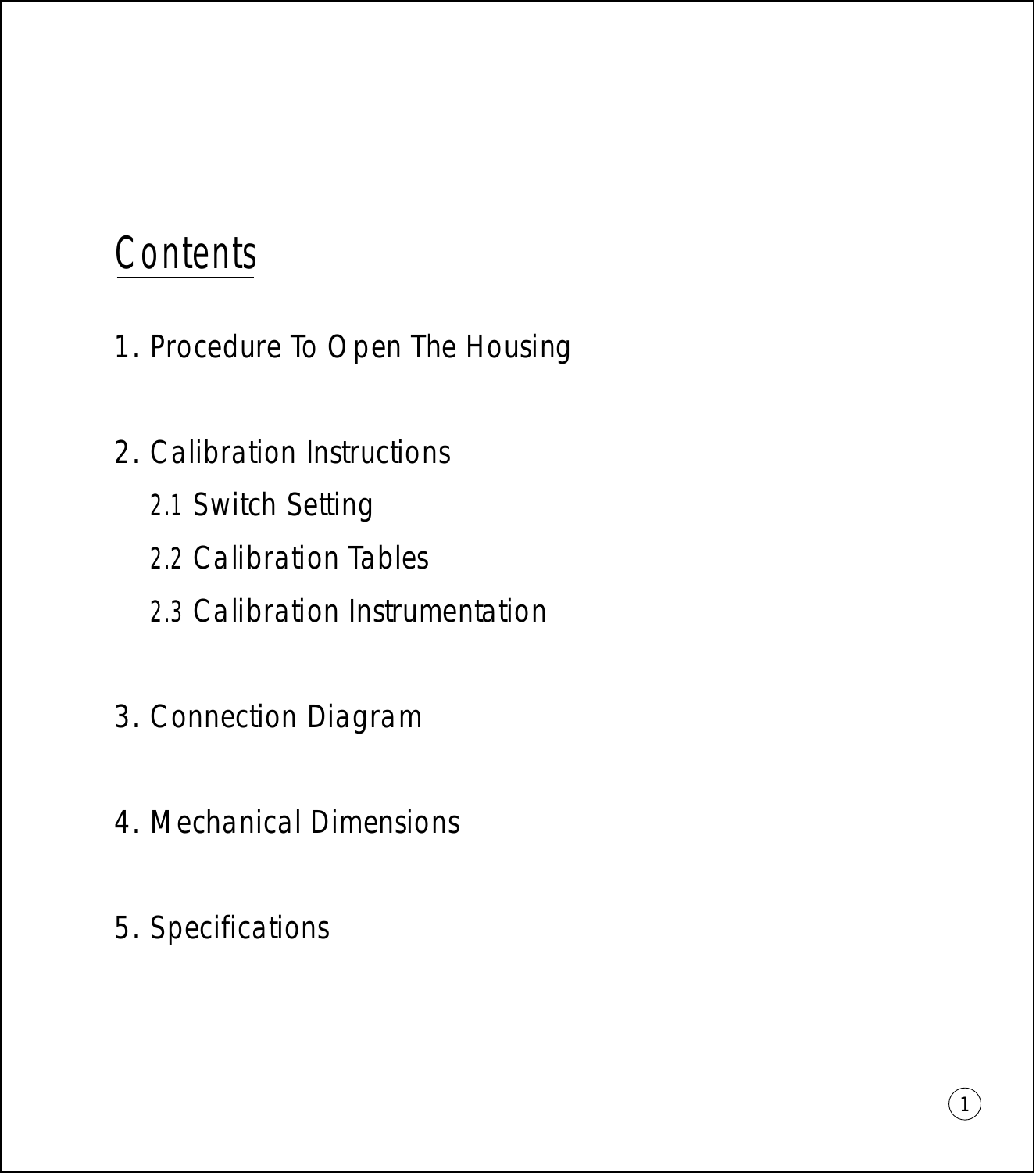# Contents

1. Procedure To Open The Housing

2. Calibration Instructions
   - 2.1 Switch Setting
   - 2.2 Calibration Tables
   - 2.3 Calibration Instrumentation

3. Connection Diagram

4. Mechanical Dimensions

5. Specifications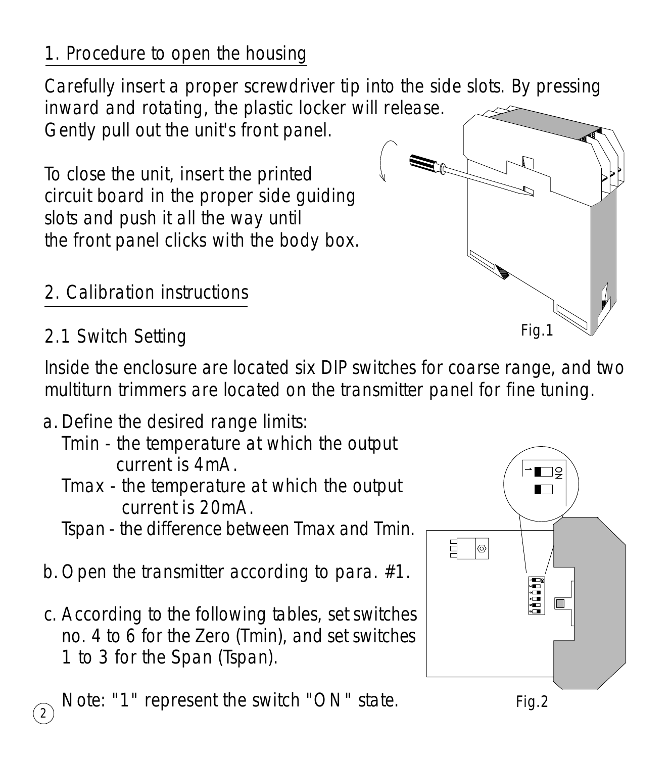## 1. Procedure to open the housing

Carefully insert a proper screwdriver tip into the side slots. By pressing inward and rotating, the plastic locker will release.
Gently pull out the unit's front panel.

To close the unit, insert the printed circuit board in the proper side guiding slots and push it all the way until the front panel clicks with the body box.

Fig.1

## 2. Calibration instructions

### 2.1 Switch Setting

Inside the enclosure are located six DIP switches for coarse range, and two multiturn trimmers are located on the transmitter panel for fine tuning.

a. Define the desired range limits:
   Tmin - the temperature at which the output current is 4mA.
   Tmax - the temperature at which the output current is 20mA.
   Tspan - the difference between Tmax and Tmin.

b. Open the transmitter according to para. #1.

c. According to the following tables, set switches no. 4 to 6 for the Zero (Tmin), and set switches 1 to 3 for the Span (Tspan).

   Note: "1" represent the switch "ON" state.

Fig.2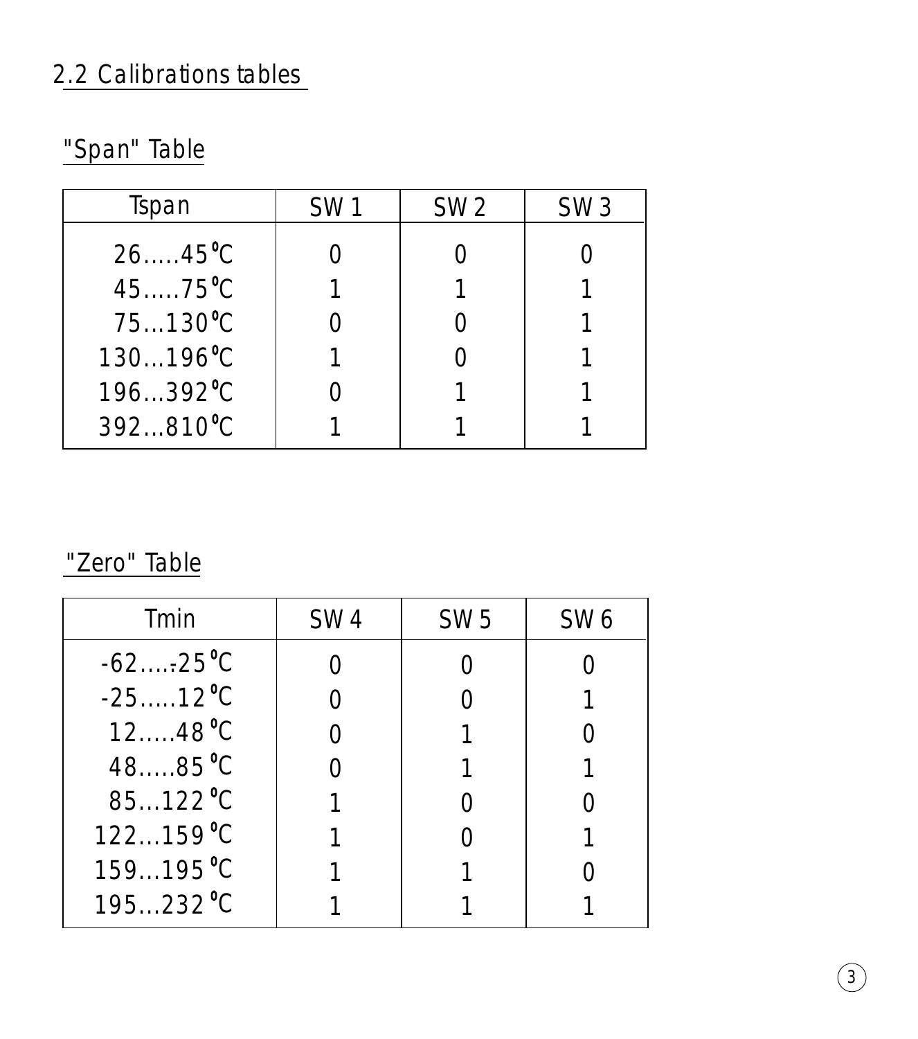## 2.2 Calibrations tables

### "Span" Table

| Tspan | SW 1 | SW 2 | SW 3 |
|---|---|---|---|
| 26.....45°C | 0 | 0 | 0 |
| 45.....75°C | 1 | 1 | 1 |
| 75...130°C | 0 | 0 | 1 |
| 130...196°C | 1 | 0 | 1 |
| 196...392°C | 0 | 1 | 1 |
| 392...810°C | 1 | 1 | 1 |

### "Zero" Table

| Tmin | SW 4 | SW 5 | SW 6 |
|---|---|---|---|
| -62....-25°C | 0 | 0 | 0 |
| -25.....12°C | 0 | 0 | 1 |
| 12.....48°C | 0 | 1 | 0 |
| 48.....85°C | 0 | 1 | 1 |
| 85...122°C | 1 | 0 | 0 |
| 122...159°C | 1 | 0 | 1 |
| 159...195°C | 1 | 1 | 0 |
| 195...232°C | 1 | 1 | 1 |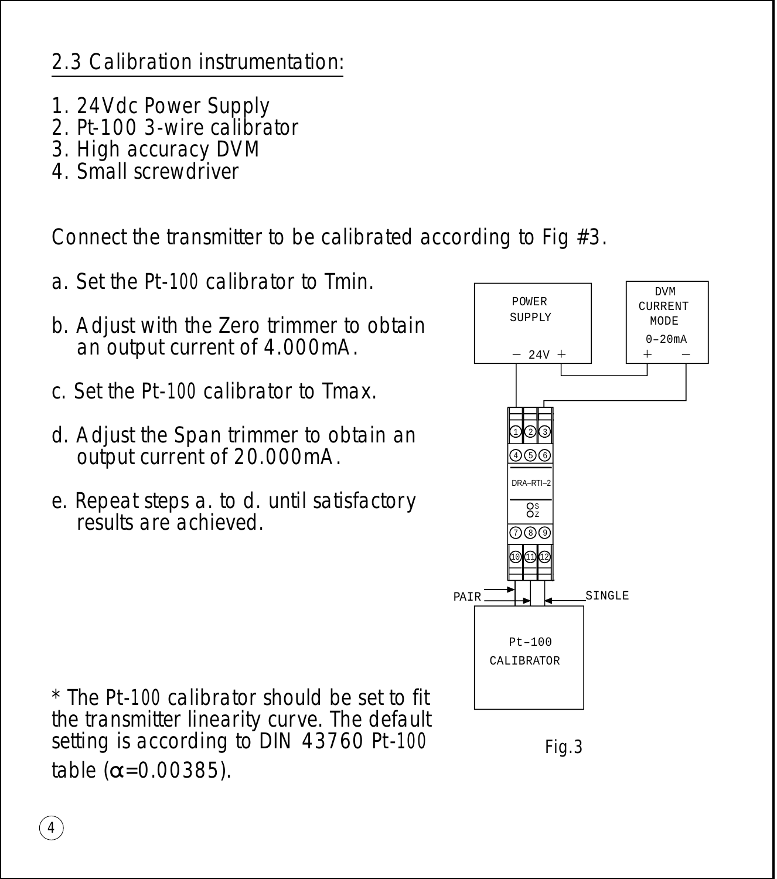## 2.3 Calibration instrumentation:

1. 24Vdc Power Supply
2. Pt-100 3-wire calibrator
3. High accuracy DVM
4. Small screwdriver

Connect the transmitter to be calibrated according to Fig #3.

a. Set the Pt-100 calibrator to Tmin.

b. Adjust with the Zero trimmer to obtain an output current of 4.000mA.

c. Set the Pt-100 calibrator to Tmax.

d. Adjust the Span trimmer to obtain an output current of 20.000mA.

e. Repeat steps a. to d. until satisfactory results are achieved.

POWER SUPPLY

− 24V +

DVM CURRENT MODE

0–20mA

\+ −

1 2 3

4 5 6

DRA–RTI–2

S

Z

7 8 9

10 11 12

PAIR

SINGLE

Pt–100 CALIBRATOR

Fig.3

\* The Pt-100 calibrator should be set to fit the transmitter linearity curve. The default setting is according to DIN 43760 Pt-100 table ($\alpha$=0.00385).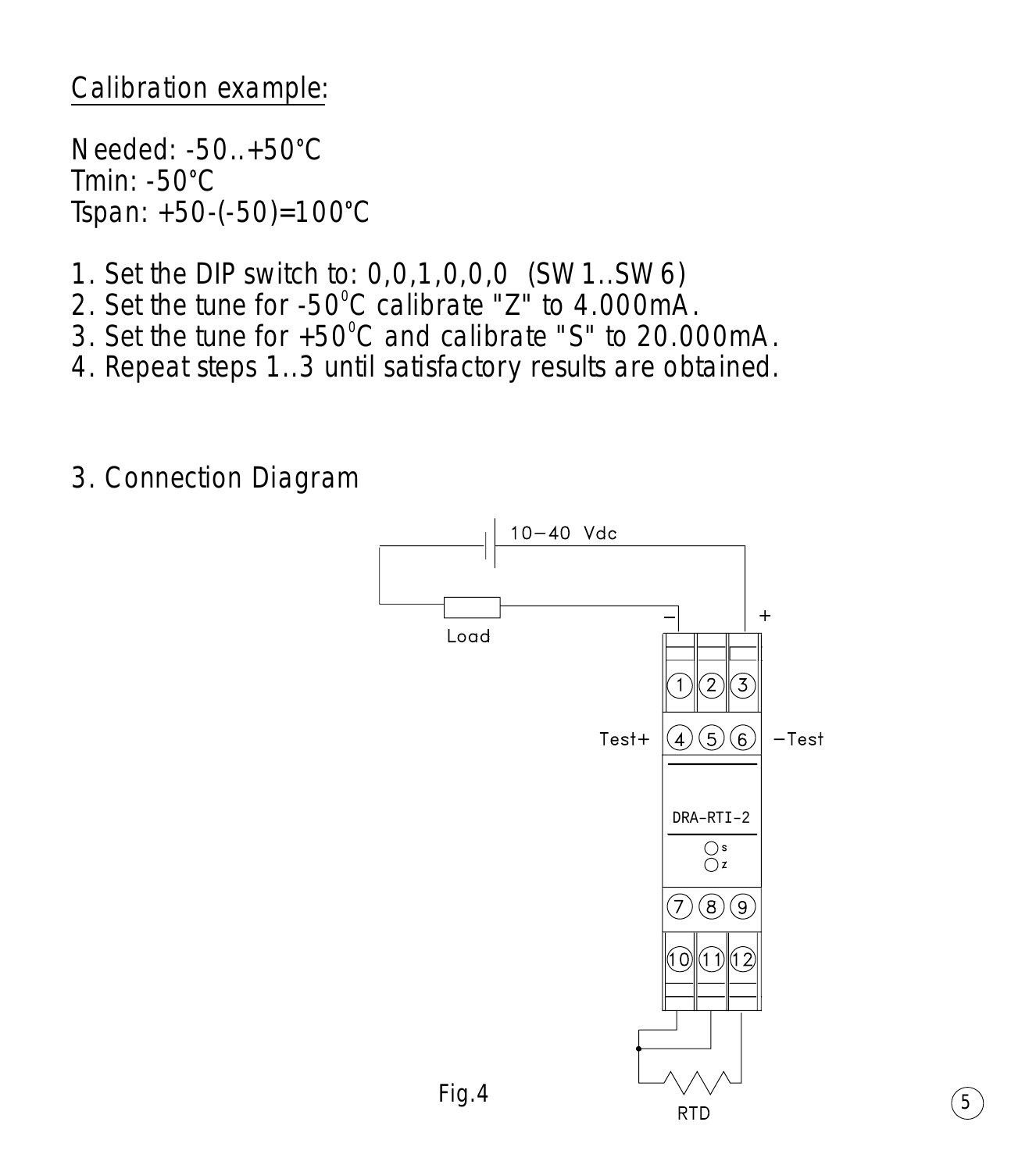Calibration example:

Needed: -50..+50°C
Tmin: -50°C
Tspan: +50-(-50)=100°C

1. Set the DIP switch to: 0,0,1,0,0,0 (SW1..SW6)
2. Set the tune for -50°C calibrate "Z" to 4.000mA.
3. Set the tune for +50°C and calibrate "S" to 20.000mA.
4. Repeat steps 1..3 until satisfactory results are obtained.

## 3. Connection Diagram

10–40 Vdc

Load

–

+

Test+

–Test

DRA-RTI-2

s

z

1 2 3

4 5 6

7 8 9

10 11 12

RTD

Fig.4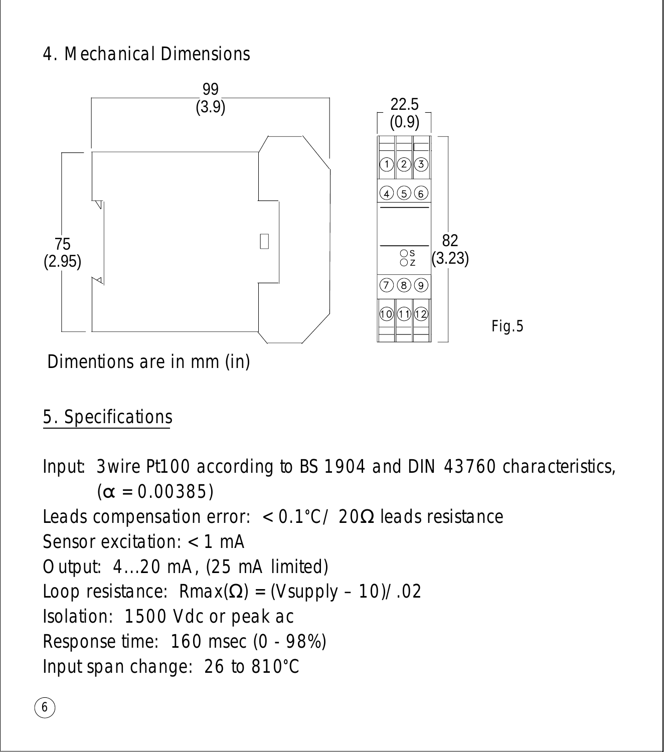## 4. Mechanical Dimensions

99
(3.9)

75
(2.95)

22.5
(0.9)

1 2 3

4 5 6

S
Z

7 8 9

10 11 12

82
(3.23)

Fig.5

Dimentions are in mm (in)

## 5. Specifications

Input: 3wire Pt100 according to BS 1904 and DIN 43760 characteristics, ($\alpha$ = 0.00385)

Leads compensation error: < 0.1°C/ 20Ω leads resistance

Sensor excitation: < 1 mA

Output: 4...20 mA, (25 mA limited)

Loop resistance: Rmax(Ω) = (Vsupply – 10)/.02

Isolation: 1500 Vdc or peak ac

Response time: 160 msec (0 - 98%)

Input span change: 26 to 810°C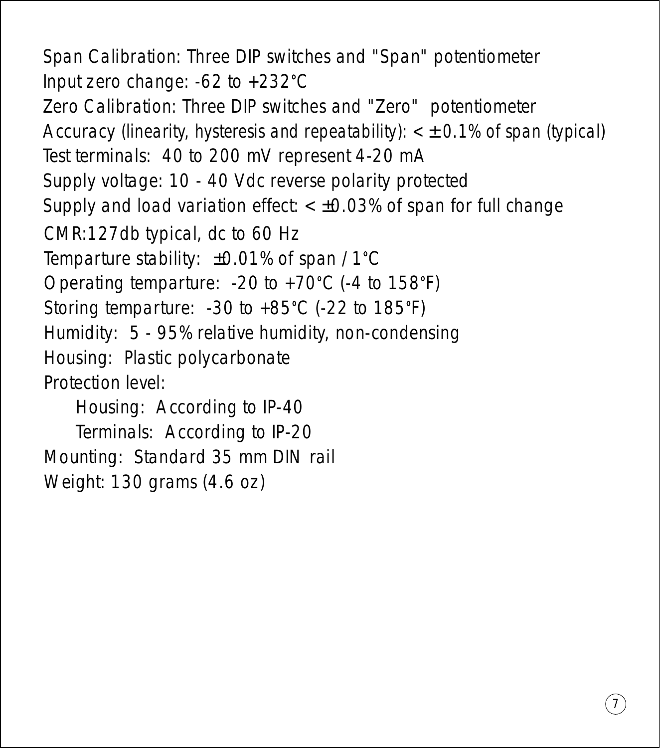Span Calibration: Three DIP switches and "Span" potentiometer

Input zero change: -62 to +232°C

Zero Calibration: Three DIP switches and "Zero" potentiometer

Accuracy (linearity, hysteresis and repeatability): < ± 0.1% of span (typical)

Test terminals: 40 to 200 mV represent 4-20 mA

Supply voltage: 10 - 40 Vdc reverse polarity protected

Supply and load variation effect: < ±0.03% of span for full change

CMR:127db typical, dc to 60 Hz

Temparture stability: ±0.01% of span / 1°C

Operating temparture: -20 to +70°C (-4 to 158°F)

Storing temparture: -30 to +85°C (-22 to 185°F)

Humidity: 5 - 95% relative humidity, non-condensing

Housing: Plastic polycarbonate

Protection level:

- Housing: According to IP-40
- Terminals: According to IP-20

Mounting: Standard 35 mm DIN rail

Weight: 130 grams (4.6 oz)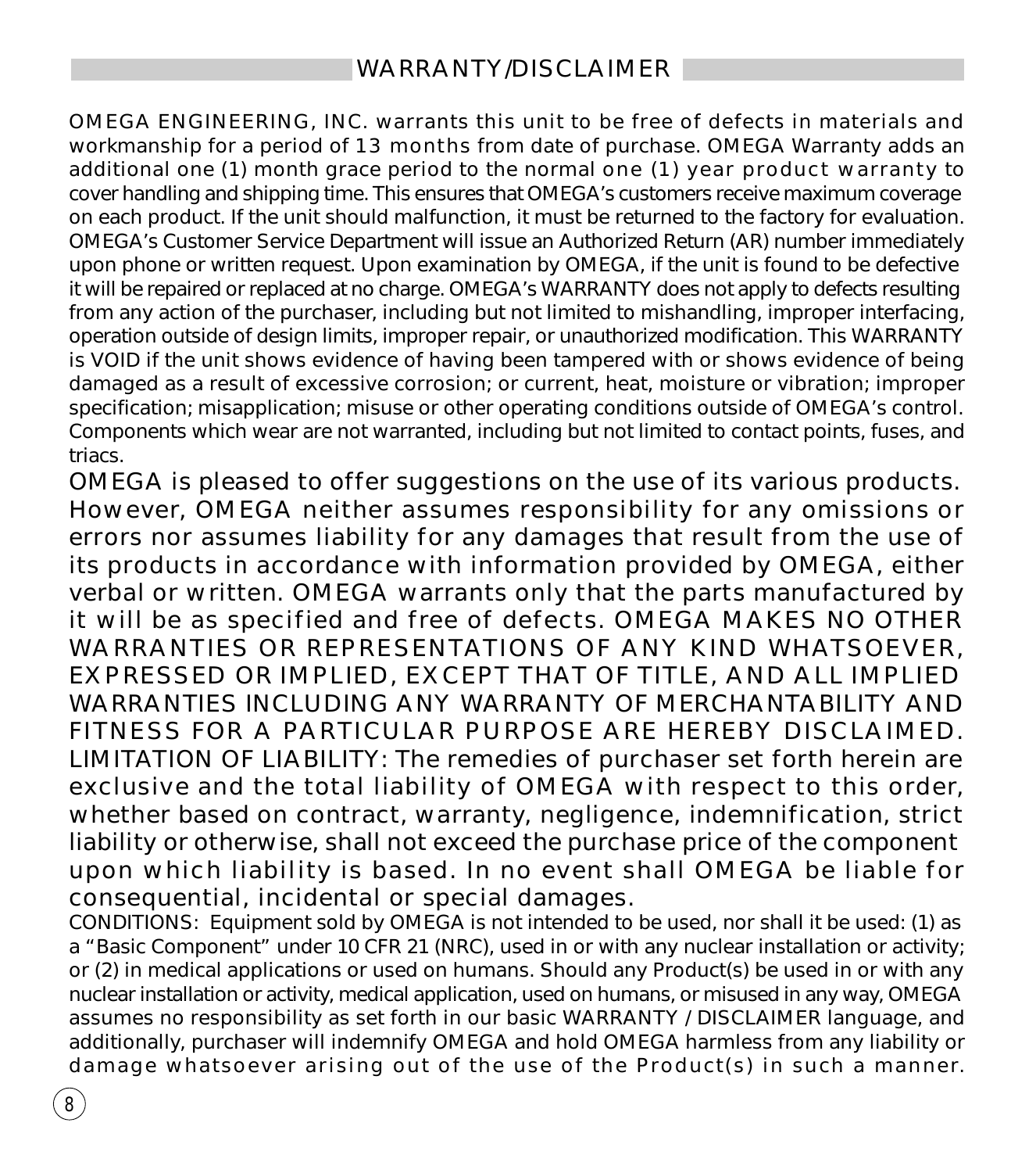## WARRANTY/DISCLAIMER

OMEGA ENGINEERING, INC. warrants this unit to be free of defects in materials and workmanship for a period of 13 months from date of purchase. OMEGA Warranty adds an additional one (1) month grace period to the normal one (1) year product warranty to cover handling and shipping time. This ensures that OMEGA's customers receive maximum coverage on each product. If the unit should malfunction, it must be returned to the factory for evaluation. OMEGA's Customer Service Department will issue an Authorized Return (AR) number immediately upon phone or written request. Upon examination by OMEGA, if the unit is found to be defective it will be repaired or replaced at no charge. OMEGA's WARRANTY does not apply to defects resulting from any action of the purchaser, including but not limited to mishandling, improper interfacing, operation outside of design limits, improper repair, or unauthorized modification. This WARRANTY is VOID if the unit shows evidence of having been tampered with or shows evidence of being damaged as a result of excessive corrosion; or current, heat, moisture or vibration; improper specification; misapplication; misuse or other operating conditions outside of OMEGA's control. Components which wear are not warranted, including but not limited to contact points, fuses, and triacs.

OMEGA is pleased to offer suggestions on the use of its various products. However, OMEGA neither assumes responsibility for any omissions or errors nor assumes liability for any damages that result from the use of its products in accordance with information provided by OMEGA, either verbal or written. OMEGA warrants only that the parts manufactured by it will be as specified and free of defects. OMEGA MAKES NO OTHER WARRANTIES OR REPRESENTATIONS OF ANY KIND WHATSOEVER, EXPRESSED OR IMPLIED, EXCEPT THAT OF TITLE, AND ALL IMPLIED WARRANTIES INCLUDING ANY WARRANTY OF MERCHANTABILITY AND FITNESS FOR A PARTICULAR PURPOSE ARE HEREBY DISCLAIMED. LIMITATION OF LIABILITY: The remedies of purchaser set forth herein are exclusive and the total liability of OMEGA with respect to this order, whether based on contract, warranty, negligence, indemnification, strict liability or otherwise, shall not exceed the purchase price of the component upon which liability is based. In no event shall OMEGA be liable for consequential, incidental or special damages.

CONDITIONS: Equipment sold by OMEGA is not intended to be used, nor shall it be used: (1) as a "Basic Component" under 10 CFR 21 (NRC), used in or with any nuclear installation or activity; or (2) in medical applications or used on humans. Should any Product(s) be used in or with any nuclear installation or activity, medical application, used on humans, or misused in any way, OMEGA assumes no responsibility as set forth in our basic WARRANTY / DISCLAIMER language, and additionally, purchaser will indemnify OMEGA and hold OMEGA harmless from any liability or damage whatsoever arising out of the use of the Product(s) in such a manner.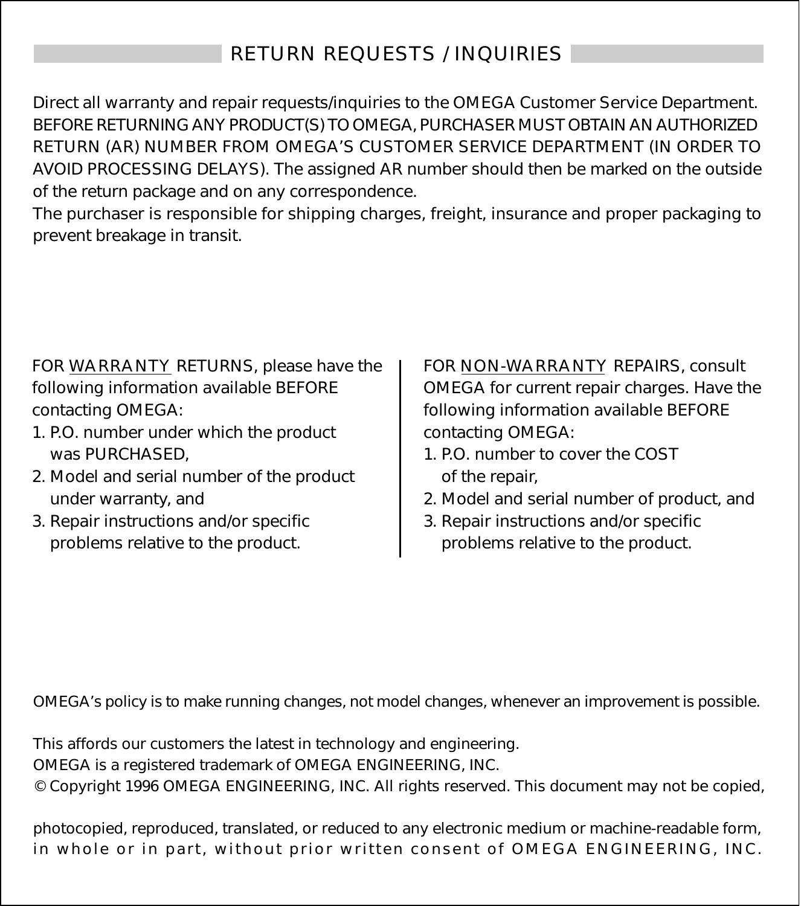## RETURN REQUESTS / INQUIRIES

Direct all warranty and repair requests/inquiries to the OMEGA Customer Service Department. BEFORE RETURNING ANY PRODUCT(S) TO OMEGA, PURCHASER MUST OBTAIN AN AUTHORIZED RETURN (AR) NUMBER FROM OMEGA'S CUSTOMER SERVICE DEPARTMENT (IN ORDER TO AVOID PROCESSING DELAYS). The assigned AR number should then be marked on the outside of the return package and on any correspondence.

The purchaser is responsible for shipping charges, freight, insurance and proper packaging to prevent breakage in transit.

FOR WARRANTY RETURNS, please have the following information available BEFORE contacting OMEGA:

1. P.O. number under which the product was PURCHASED,
2. Model and serial number of the product under warranty, and
3. Repair instructions and/or specific problems relative to the product.

FOR NON-WARRANTY REPAIRS, consult OMEGA for current repair charges. Have the following information available BEFORE contacting OMEGA:

1. P.O. number to cover the COST of the repair,
2. Model and serial number of product, and
3. Repair instructions and/or specific problems relative to the product.

OMEGA's policy is to make running changes, not model changes, whenever an improvement is possible.

This affords our customers the latest in technology and engineering.
OMEGA is a registered trademark of OMEGA ENGINEERING, INC.
© Copyright 1996 OMEGA ENGINEERING, INC. All rights reserved. This document may not be copied,

photocopied, reproduced, translated, or reduced to any electronic medium or machine-readable form, in whole or in part, without prior written consent of OMEGA ENGINEERING, INC.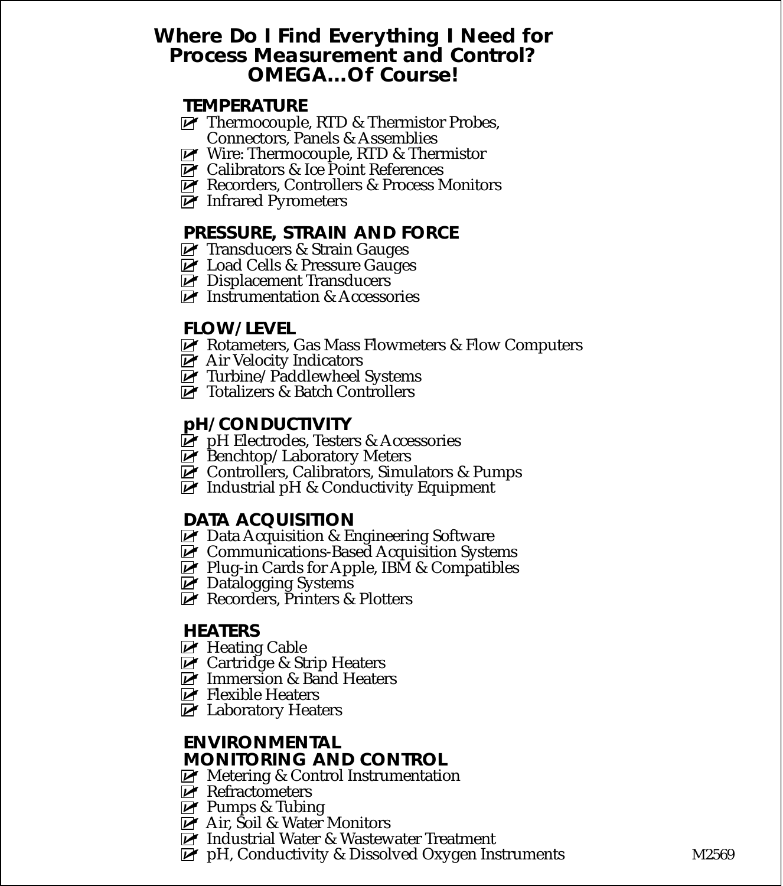# Where Do I Find Everything I Need for Process Measurement and Control? OMEGA…Of Course!

## TEMPERATURE

- ☑ Thermocouple, RTD & Thermistor Probes, Connectors, Panels & Assemblies
- ☑ Wire: Thermocouple, RTD & Thermistor
- ☑ Calibrators & Ice Point References
- ☑ Recorders, Controllers & Process Monitors
- ☑ Infrared Pyrometers

## PRESSURE, STRAIN AND FORCE

- ☑ Transducers & Strain Gauges
- ☑ Load Cells & Pressure Gauges
- ☑ Displacement Transducers
- ☑ Instrumentation & Accessories

## FLOW/LEVEL

- ☑ Rotameters, Gas Mass Flowmeters & Flow Computers
- ☑ Air Velocity Indicators
- ☑ Turbine/Paddlewheel Systems
- ☑ Totalizers & Batch Controllers

## pH/CONDUCTIVITY

- ☑ pH Electrodes, Testers & Accessories
- ☑ Benchtop/Laboratory Meters
- ☑ Controllers, Calibrators, Simulators & Pumps
- ☑ Industrial pH & Conductivity Equipment

## DATA ACQUISITION

- ☑ Data Acquisition & Engineering Software
- ☑ Communications-Based Acquisition Systems
- ☑ Plug-in Cards for Apple, IBM & Compatibles
- ☑ Datalogging Systems
- ☑ Recorders, Printers & Plotters

## HEATERS

- ☑ Heating Cable
- ☑ Cartridge & Strip Heaters
- ☑ Immersion & Band Heaters
- ☑ Flexible Heaters
- ☑ Laboratory Heaters

## ENVIRONMENTAL MONITORING AND CONTROL

- ☑ Metering & Control Instrumentation
- ☑ Refractometers
- ☑ Pumps & Tubing
- ☑ Air, Soil & Water Monitors
- ☑ Industrial Water & Wastewater Treatment
- ☑ pH, Conductivity & Dissolved Oxygen Instruments

M2569